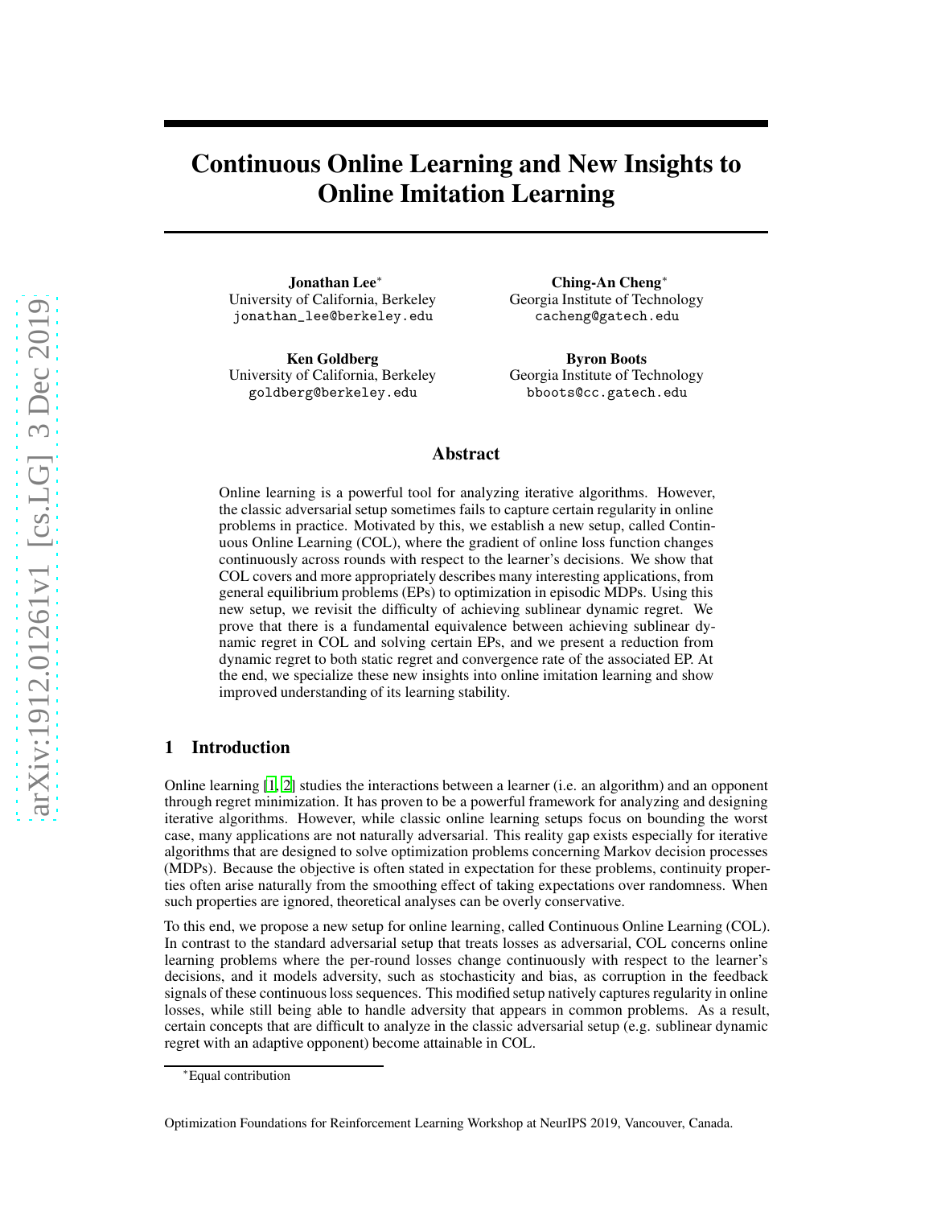# Continuous Online Learning and New Insights to Online Imitation Learning

**Jonathan Lee**[*]
University of California, Berkeley
jonathan_lee@berkeley.edu

**Ching-An Cheng**[*]
Georgia Institute of Technology
cacheng@gatech.edu

**Ken Goldberg**
University of California, Berkeley
goldberg@berkeley.edu

**Byron Boots**
Georgia Institute of Technology
bboots@cc.gatech.edu

## Abstract

Online learning is a powerful tool for analyzing iterative algorithms. However, the classic adversarial setup sometimes fails to capture certain regularity in online problems in practice. Motivated by this, we establish a new setup, called Continuous Online Learning (COL), where the gradient of online loss function changes continuously across rounds with respect to the learner's decisions. We show that COL covers and more appropriately describes many interesting applications, from general equilibrium problems (EPs) to optimization in episodic MDPs. Using this new setup, we revisit the difficulty of achieving sublinear dynamic regret. We prove that there is a fundamental equivalence between achieving sublinear dynamic regret in COL and solving certain EPs, and we present a reduction from dynamic regret to both static regret and convergence rate of the associated EP. At the end, we specialize these new insights into online imitation learning and show improved understanding of its learning stability.

## 1 Introduction

Online learning [1, 2] studies the interactions between a learner (i.e. an algorithm) and an opponent through regret minimization. It has proven to be a powerful framework for analyzing and designing iterative algorithms. However, while classic online learning setups focus on bounding the worst case, many applications are not naturally adversarial. This reality gap exists especially for iterative algorithms that are designed to solve optimization problems concerning Markov decision processes (MDPs). Because the objective is often stated in expectation for these problems, continuity properties often arise naturally from the smoothing effect of taking expectations over randomness. When such properties are ignored, theoretical analyses can be overly conservative.

To this end, we propose a new setup for online learning, called Continuous Online Learning (COL). In contrast to the standard adversarial setup that treats losses as adversarial, COL concerns online learning problems where the per-round losses change continuously with respect to the learner's decisions, and it models adversity, such as stochasticity and bias, as corruption in the feedback signals of these continuous loss sequences. This modified setup natively captures regularity in online losses, while still being able to handle adversity that appears in common problems. As a result, certain concepts that are difficult to analyze in the classic adversarial setup (e.g. sublinear dynamic regret with an adaptive opponent) become attainable in COL.

[*]Equal contribution

Optimization Foundations for Reinforcement Learning Workshop at NeurIPS 2019, Vancouver, Canada.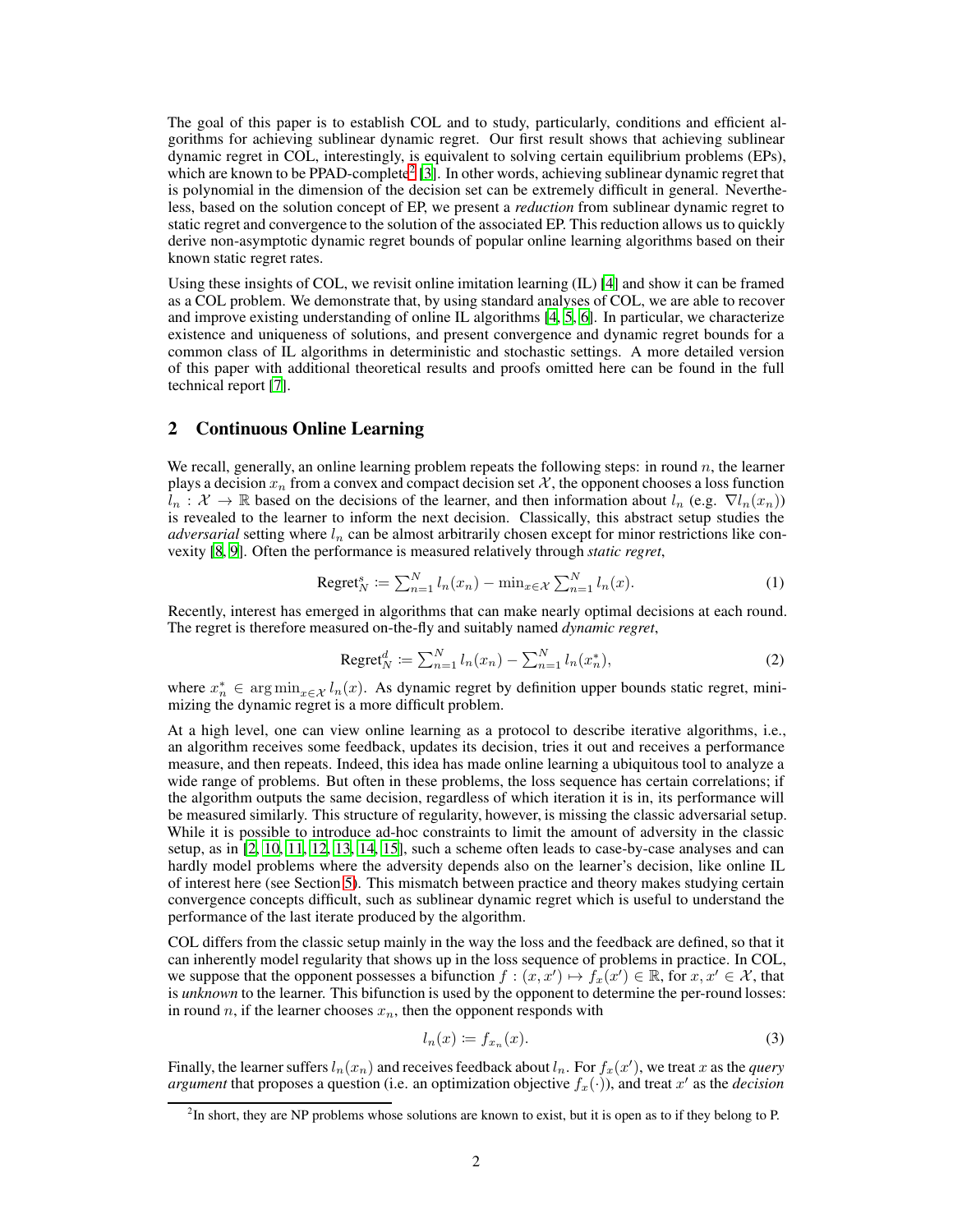The goal of this paper is to establish COL and to study, particularly, conditions and efficient algorithms for achieving sublinear dynamic regret. Our first result shows that achieving sublinear dynamic regret in COL, interestingly, is equivalent to solving certain equilibrium problems (EPs), which are known to be PPAD-complete[2] [3]. In other words, achieving sublinear dynamic regret that is polynomial in the dimension of the decision set can be extremely difficult in general. Nevertheless, based on the solution concept of EP, we present a *reduction* from sublinear dynamic regret to static regret and convergence to the solution of the associated EP. This reduction allows us to quickly derive non-asymptotic dynamic regret bounds of popular online learning algorithms based on their known static regret rates.

Using these insights of COL, we revisit online imitation learning (IL) [4] and show it can be framed as a COL problem. We demonstrate that, by using standard analyses of COL, we are able to recover and improve existing understanding of online IL algorithms [4, 5, 6]. In particular, we characterize existence and uniqueness of solutions, and present convergence and dynamic regret bounds for a common class of IL algorithms in deterministic and stochastic settings. A more detailed version of this paper with additional theoretical results and proofs omitted here can be found in the full technical report [7].

## 2 Continuous Online Learning

We recall, generally, an online learning problem repeats the following steps: in round $n$, the learner plays a decision $x_n$ from a convex and compact decision set $\mathcal{X}$, the opponent chooses a loss function $l_n : \mathcal{X} \to \mathbb{R}$ based on the decisions of the learner, and then information about $l_n$ (e.g. $\nabla l_n(x_n)$) is revealed to the learner to inform the next decision. Classically, this abstract setup studies the *adversarial* setting where $l_n$ can be almost arbitrarily chosen except for minor restrictions like convexity [8, 9]. Often the performance is measured relatively through *static regret*,

$$\text{Regret}_N^s \coloneqq \textstyle\sum_{n=1}^N l_n(x_n) - \min_{x \in \mathcal{X}} \sum_{n=1}^N l_n(x). \tag{1}$$

Recently, interest has emerged in algorithms that can make nearly optimal decisions at each round. The regret is therefore measured on-the-fly and suitably named *dynamic regret*,

$$\text{Regret}_N^d \coloneqq \textstyle\sum_{n=1}^N l_n(x_n) - \sum_{n=1}^N l_n(x_n^*), \tag{2}$$

where $x_n^* \in \arg\min_{x \in \mathcal{X}} l_n(x)$. As dynamic regret by definition upper bounds static regret, minimizing the dynamic regret is a more difficult problem.

At a high level, one can view online learning as a protocol to describe iterative algorithms, i.e., an algorithm receives some feedback, updates its decision, tries it out and receives a performance measure, and then repeats. Indeed, this idea has made online learning a ubiquitous tool to analyze a wide range of problems. But often in these problems, the loss sequence has certain correlations; if the algorithm outputs the same decision, regardless of which iteration it is in, its performance will be measured similarly. This structure of regularity, however, is missing the classic adversarial setup. While it is possible to introduce ad-hoc constraints to limit the amount of adversity in the classic setup, as in [2, 10, 11, 12, 13, 14, 15], such a scheme often leads to case-by-case analyses and can hardly model problems where the adversity depends also on the learner's decision, like online IL of interest here (see Section 5). This mismatch between practice and theory makes studying certain convergence concepts difficult, such as sublinear dynamic regret which is useful to understand the performance of the last iterate produced by the algorithm.

COL differs from the classic setup mainly in the way the loss and the feedback are defined, so that it can inherently model regularity that shows up in the loss sequence of problems in practice. In COL, we suppose that the opponent possesses a bifunction $f : (x, x') \mapsto f_x(x') \in \mathbb{R}$, for $x, x' \in \mathcal{X}$, that is *unknown* to the learner. This bifunction is used by the opponent to determine the per-round losses: in round $n$, if the learner chooses $x_n$, then the opponent responds with

$$l_n(x) \coloneqq f_{x_n}(x). \tag{3}$$

Finally, the learner suffers $l_n(x_n)$ and receives feedback about $l_n$. For $f_x(x')$, we treat $x$ as the *query argument* that proposes a question (i.e. an optimization objective $f_x(\cdot)$), and treat $x'$ as the *decision*

[2] In short, they are NP problems whose solutions are known to exist, but it is open as to if they belong to P.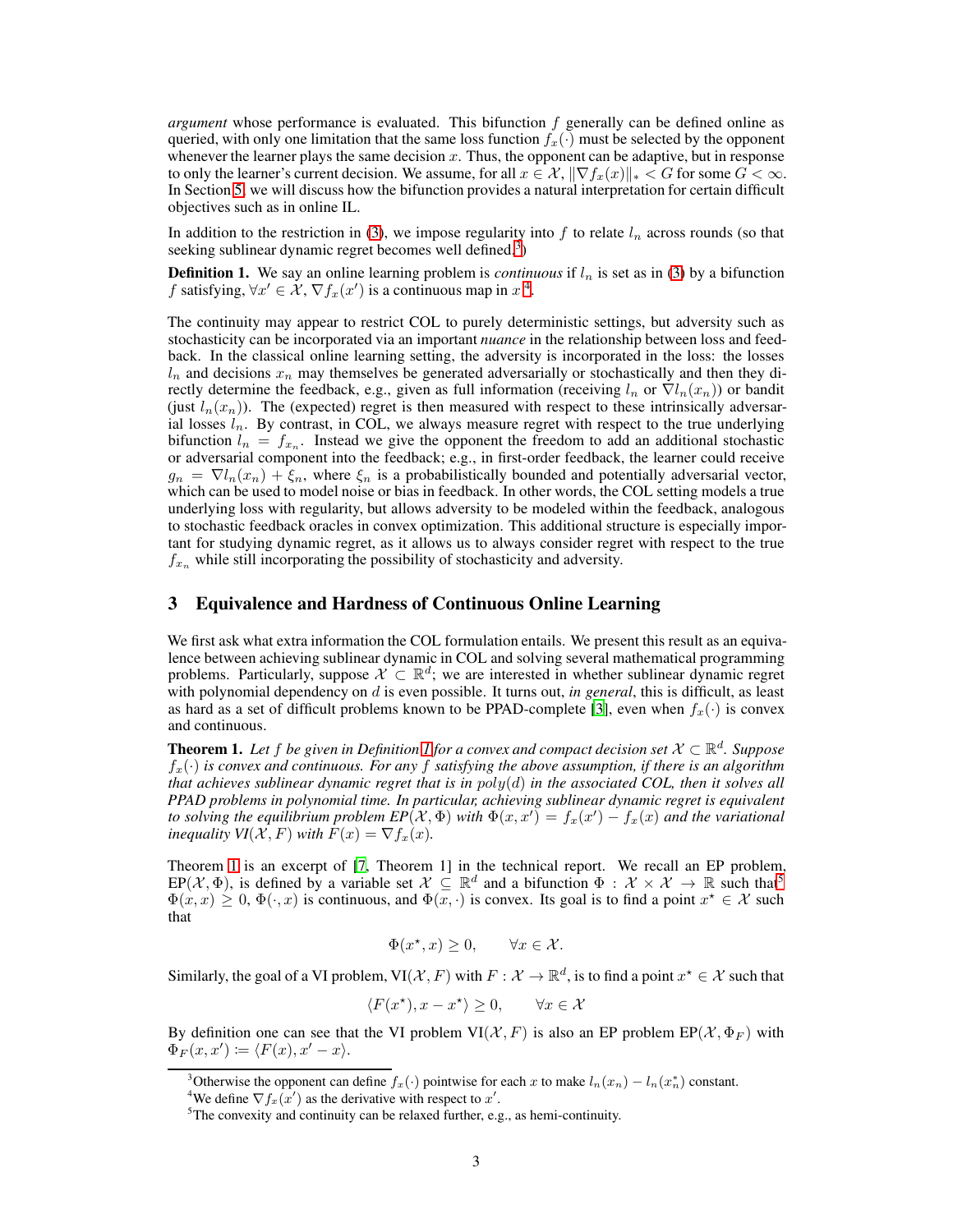*argument* whose performance is evaluated. This bifunction $f$ generally can be defined online as queried, with only one limitation that the same loss function $f_x(\cdot)$ must be selected by the opponent whenever the learner plays the same decision $x$. Thus, the opponent can be adaptive, but in response to only the learner's current decision. We assume, for all $x \in \mathcal{X}$, $\|\nabla f_x(x)\|_* < G$ for some $G < \infty$. In Section 5, we will discuss how the bifunction provides a natural interpretation for certain difficult objectives such as in online IL.

In addition to the restriction in (3), we impose regularity into $f$ to relate $l_n$ across rounds (so that seeking sublinear dynamic regret becomes well defined.[3])

**Definition 1.** We say an online learning problem is *continuous* if $l_n$ is set as in (3) by a bifunction $f$ satisfying, $\forall x' \in \mathcal{X}$, $\nabla f_x(x')$ is a continuous map in $x$[4].

The continuity may appear to restrict COL to purely deterministic settings, but adversity such as stochasticity can be incorporated via an important *nuance* in the relationship between loss and feedback. In the classical online learning setting, the adversity is incorporated in the loss: the losses $l_n$ and decisions $x_n$ may themselves be generated adversarially or stochastically and then they directly determine the feedback, e.g., given as full information (receiving $l_n$ or $\nabla l_n(x_n)$) or bandit (just $l_n(x_n)$). The (expected) regret is then measured with respect to these intrinsically adversarial losses $l_n$. By contrast, in COL, we always measure regret with respect to the true underlying bifunction $l_n = f_{x_n}$. Instead we give the opponent the freedom to add an additional stochastic or adversarial component into the feedback; e.g., in first-order feedback, the learner could receive $g_n = \nabla l_n(x_n) + \xi_n$, where $\xi_n$ is a probabilistically bounded and potentially adversarial vector, which can be used to model noise or bias in feedback. In other words, the COL setting models a true underlying loss with regularity, but allows adversity to be modeled within the feedback, analogous to stochastic feedback oracles in convex optimization. This additional structure is especially important for studying dynamic regret, as it allows us to always consider regret with respect to the true $f_{x_n}$ while still incorporating the possibility of stochasticity and adversity.

## 3 Equivalence and Hardness of Continuous Online Learning

We first ask what extra information the COL formulation entails. We present this result as an equivalence between achieving sublinear dynamic in COL and solving several mathematical programming problems. Particularly, suppose $\mathcal{X} \subset \mathbb{R}^d$; we are interested in whether sublinear dynamic regret with polynomial dependency on $d$ is even possible. It turns out, *in general*, this is difficult, as least as hard as a set of difficult problems known to be PPAD-complete [3], even when $f_x(\cdot)$ is convex and continuous.

**Theorem 1.** *Let $f$ be given in Definition 1 for a convex and compact decision set $\mathcal{X} \subset \mathbb{R}^d$. Suppose $f_x(\cdot)$ is convex and continuous. For any $f$ satisfying the above assumption, if there is an algorithm that achieves sublinear dynamic regret that is in $poly(d)$ in the associated COL, then it solves all PPAD problems in polynomial time. In particular, achieving sublinear dynamic regret is equivalent to solving the equilibrium problem EP($\mathcal{X}, \Phi$) with $\Phi(x, x') = f_x(x') - f_x(x)$ and the variational inequality VI($\mathcal{X}, F$) with $F(x) = \nabla f_x(x)$.*

Theorem 1 is an excerpt of [7, Theorem 1] in the technical report. We recall an EP problem, EP($\mathcal{X}, \Phi$), is defined by a variable set $\mathcal{X} \subseteq \mathbb{R}^d$ and a bifunction $\Phi : \mathcal{X} \times \mathcal{X} \to \mathbb{R}$ such that[5] $\Phi(x, x) \geq 0$, $\Phi(\cdot, x)$ is continuous, and $\Phi(x, \cdot)$ is convex. Its goal is to find a point $x^\star \in \mathcal{X}$ such that

$$\Phi(x^\star, x) \geq 0, \qquad \forall x \in \mathcal{X}.$$

Similarly, the goal of a VI problem, VI($\mathcal{X}, F$) with $F : \mathcal{X} \to \mathbb{R}^d$, is to find a point $x^\star \in \mathcal{X}$ such that

$$\langle F(x^\star), x - x^\star \rangle \geq 0, \qquad \forall x \in \mathcal{X}$$

By definition one can see that the VI problem VI($\mathcal{X}, F$) is also an EP problem EP($\mathcal{X}, \Phi_F$) with $\Phi_F(x, x') \coloneqq \langle F(x), x' - x \rangle$.

---

[3] Otherwise the opponent can define $f_x(\cdot)$ pointwise for each $x$ to make $l_n(x_n) - l_n(x_n^*)$ constant.

[4] We define $\nabla f_x(x')$ as the derivative with respect to $x'$.

[5] The convexity and continuity can be relaxed further, e.g., as hemi-continuity.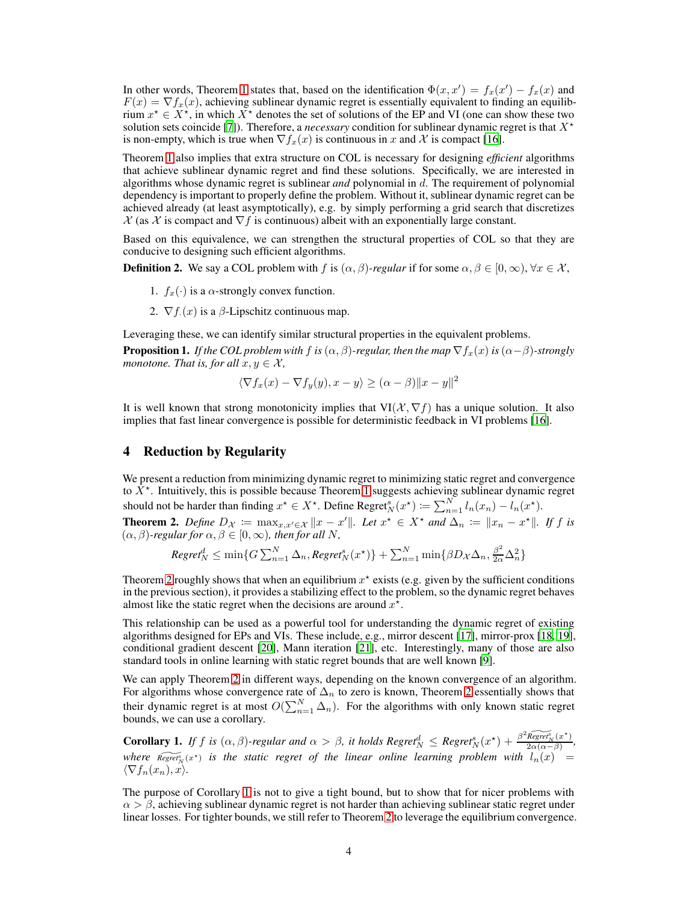In other words, Theorem 1 states that, based on the identification $\Phi(x, x') = f_x(x') - f_x(x)$ and $F(x) = \nabla f_x(x)$, achieving sublinear dynamic regret is essentially equivalent to finding an equilibrium $x^\star \in X^\star$, in which $X^\star$ denotes the set of solutions of the EP and VI (one can show these two solution sets coincide [7]). Therefore, a *necessary* condition for sublinear dynamic regret is that $X^\star$ is non-empty, which is true when $\nabla f_x(x)$ is continuous in $x$ and $\mathcal{X}$ is compact [16].

Theorem 1 also implies that extra structure on COL is necessary for designing *efficient* algorithms that achieve sublinear dynamic regret and find these solutions. Specifically, we are interested in algorithms whose dynamic regret is sublinear *and* polynomial in $d$. The requirement of polynomial dependency is important to properly define the problem. Without it, sublinear dynamic regret can be achieved already (at least asymptotically), e.g. by simply performing a grid search that discretizes $\mathcal{X}$ (as $\mathcal{X}$ is compact and $\nabla f$ is continuous) albeit with an exponentially large constant.

Based on this equivalence, we can strengthen the structural properties of COL so that they are conducive to designing such efficient algorithms.

**Definition 2.** We say a COL problem with $f$ is $(\alpha, \beta)$*-regular* if for some $\alpha, \beta \in [0, \infty)$, $\forall x \in \mathcal{X}$,

1. $f_x(\cdot)$ is a $\alpha$-strongly convex function.
2. $\nabla f_\cdot(x)$ is a $\beta$-Lipschitz continuous map.

Leveraging these, we can identify similar structural properties in the equivalent problems.

**Proposition 1.** *If the COL problem with $f$ is $(\alpha, \beta)$-regular, then the map $\nabla f_x(x)$ is $(\alpha - \beta)$-strongly monotone. That is, for all $x, y \in \mathcal{X}$,*

$$\langle \nabla f_x(x) - \nabla f_y(y), x - y \rangle \geq (\alpha - \beta)\|x - y\|^2$$

It is well known that strong monotonicity implies that VI$(\mathcal{X}, \nabla f)$ has a unique solution. It also implies that fast linear convergence is possible for deterministic feedback in VI problems [16].

## 4 Reduction by Regularity

We present a reduction from minimizing dynamic regret to minimizing static regret and convergence to $X^\star$. Intuitively, this is possible because Theorem 1 suggests achieving sublinear dynamic regret should not be harder than finding $x^\star \in X^\star$. Define $\text{Regret}_N^s(x^\star) := \sum_{n=1}^N l_n(x_n) - l_n(x^\star)$.

**Theorem 2.** *Define $D_\mathcal{X} := \max_{x, x' \in \mathcal{X}} \|x - x'\|$. Let $x^\star \in X^\star$ and $\Delta_n := \|x_n - x^\star\|$. If $f$ is $(\alpha, \beta)$-regular for $\alpha, \beta \in [0, \infty)$, then for all $N$,*

$$\text{Regret}_N^d \leq \min\{G \textstyle\sum_{n=1}^N \Delta_n, \text{Regret}_N^s(x^\star)\} + \textstyle\sum_{n=1}^N \min\{\beta D_\mathcal{X} \Delta_n, \frac{\beta^2}{2\alpha}\Delta_n^2\}$$

Theorem 2 roughly shows that when an equilibrium $x^\star$ exists (e.g. given by the sufficient conditions in the previous section), it provides a stabilizing effect to the problem, so the dynamic regret behaves almost like the static regret when the decisions are around $x^\star$.

This relationship can be used as a powerful tool for understanding the dynamic regret of existing algorithms designed for EPs and VIs. These include, e.g., mirror descent [17], mirror-prox [18, 19], conditional gradient descent [20], Mann iteration [21], etc. Interestingly, many of those are also standard tools in online learning with static regret bounds that are well known [9].

We can apply Theorem 2 in different ways, depending on the known convergence of an algorithm. For algorithms whose convergence rate of $\Delta_n$ to zero is known, Theorem 2 essentially shows that their dynamic regret is at most $O(\sum_{n=1}^N \Delta_n)$. For the algorithms with only known static regret bounds, we can use a corollary.

**Corollary 1.** *If $f$ is $(\alpha, \beta)$-regular and $\alpha > \beta$, it holds $\text{Regret}_N^d \leq \text{Regret}_N^s(x^\star) + \frac{\beta^2 \widetilde{\text{Regret}}_N^s(x^\star)}{2\alpha(\alpha - \beta)}$, where $\widetilde{\text{Regret}}_N^s(x^\star)$ is the static regret of the linear online learning problem with $l_n(x) = \langle \nabla f_n(x_n), x \rangle$.*

The purpose of Corollary 1 is not to give a tight bound, but to show that for nicer problems with $\alpha > \beta$, achieving sublinear dynamic regret is not harder than achieving sublinear static regret under linear losses. For tighter bounds, we still refer to Theorem 2 to leverage the equilibrium convergence.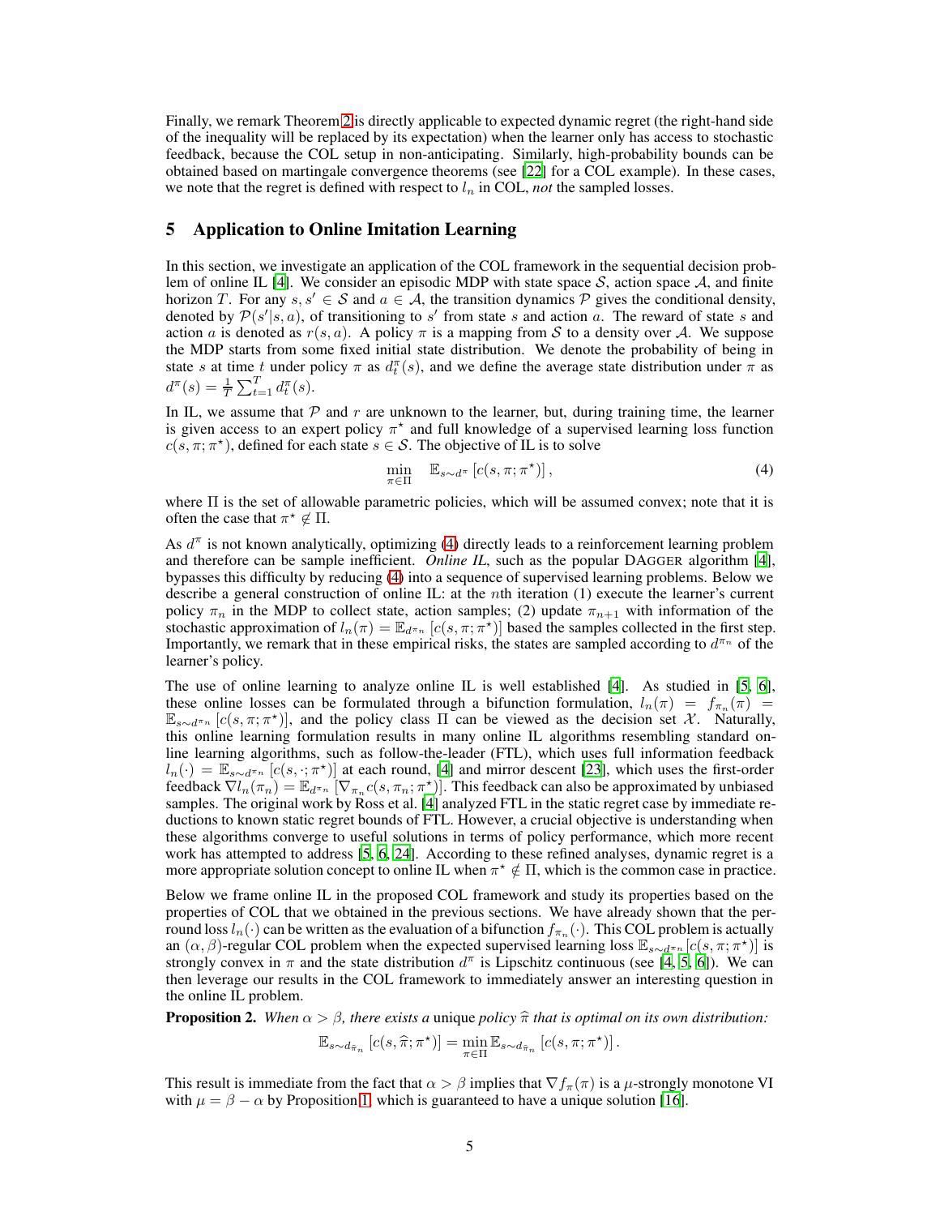Finally, we remark Theorem 2 is directly applicable to expected dynamic regret (the right-hand side of the inequality will be replaced by its expectation) when the learner only has access to stochastic feedback, because the COL setup in non-anticipating. Similarly, high-probability bounds can be obtained based on martingale convergence theorems (see [22] for a COL example). In these cases, we note that the regret is defined with respect to $l_n$ in COL, *not* the sampled losses.

## 5 Application to Online Imitation Learning

In this section, we investigate an application of the COL framework in the sequential decision problem of online IL [4]. We consider an episodic MDP with state space $\mathcal{S}$, action space $\mathcal{A}$, and finite horizon $T$. For any $s, s' \in \mathcal{S}$ and $a \in \mathcal{A}$, the transition dynamics $\mathcal{P}$ gives the conditional density, denoted by $\mathcal{P}(s'|s,a)$, of transitioning to $s'$ from state $s$ and action $a$. The reward of state $s$ and action $a$ is denoted as $r(s,a)$. A policy $\pi$ is a mapping from $\mathcal{S}$ to a density over $\mathcal{A}$. We suppose the MDP starts from some fixed initial state distribution. We denote the probability of being in state $s$ at time $t$ under policy $\pi$ as $d_t^\pi(s)$, and we define the average state distribution under $\pi$ as $d^\pi(s) = \frac{1}{T}\sum_{t=1}^T d_t^\pi(s)$.

In IL, we assume that $\mathcal{P}$ and $r$ are unknown to the learner, but, during training time, the learner is given access to an expert policy $\pi^\star$ and full knowledge of a supervised learning loss function $c(s,\pi;\pi^\star)$, defined for each state $s \in \mathcal{S}$. The objective of IL is to solve

$$\min_{\pi \in \Pi} \quad \mathbb{E}_{s \sim d^\pi}\left[c(s,\pi;\pi^\star)\right], \tag{4}$$

where $\Pi$ is the set of allowable parametric policies, which will be assumed convex; note that it is often the case that $\pi^\star \notin \Pi$.

As $d^\pi$ is not known analytically, optimizing (4) directly leads to a reinforcement learning problem and therefore can be sample inefficient. *Online IL*, such as the popular DAGGER algorithm [4], bypasses this difficulty by reducing (4) into a sequence of supervised learning problems. Below we describe a general construction of online IL: at the $n$th iteration (1) execute the learner's current policy $\pi_n$ in the MDP to collect state, action samples; (2) update $\pi_{n+1}$ with information of the stochastic approximation of $l_n(\pi) = \mathbb{E}_{d^{\pi_n}}\left[c(s,\pi;\pi^\star)\right]$ based the samples collected in the first step. Importantly, we remark that in these empirical risks, the states are sampled according to $d^{\pi_n}$ of the learner's policy.

The use of online learning to analyze online IL is well established [4]. As studied in [5, 6], these online losses can be formulated through a bifunction formulation, $l_n(\pi) = f_{\pi_n}(\pi) = \mathbb{E}_{s\sim d^{\pi_n}}\left[c(s,\pi;\pi^\star)\right]$, and the policy class $\Pi$ can be viewed as the decision set $\mathcal{X}$. Naturally, this online learning formulation results in many online IL algorithms resembling standard online learning algorithms, such as follow-the-leader (FTL), which uses full information feedback $l_n(\cdot) = \mathbb{E}_{s\sim d^{\pi_n}}\left[c(s,\cdot;\pi^\star)\right]$ at each round, [4] and mirror descent [23], which uses the first-order feedback $\nabla l_n(\pi_n) = \mathbb{E}_{d^{\pi_n}}\left[\nabla_{\pi_n} c(s,\pi_n;\pi^\star)\right]$. This feedback can also be approximated by unbiased samples. The original work by Ross et al. [4] analyzed FTL in the static regret case by immediate reductions to known static regret bounds of FTL. However, a crucial objective is understanding when these algorithms converge to useful solutions in terms of policy performance, which more recent work has attempted to address [5, 6, 24]. According to these refined analyses, dynamic regret is a more appropriate solution concept to online IL when $\pi^\star \notin \Pi$, which is the common case in practice.

Below we frame online IL in the proposed COL framework and study its properties based on the properties of COL that we obtained in the previous sections. We have already shown that the per-round loss $l_n(\cdot)$ can be written as the evaluation of a bifunction $f_{\pi_n}(\cdot)$. This COL problem is actually an $(\alpha,\beta)$-regular COL problem when the expected supervised learning loss $\mathbb{E}_{s\sim d^{\pi_n}}[c(s,\pi;\pi^\star)]$ is strongly convex in $\pi$ and the state distribution $d^\pi$ is Lipschitz continuous (see [4, 5, 6]). We can then leverage our results in the COL framework to immediately answer an interesting question in the online IL problem.

**Proposition 2.** *When $\alpha > \beta$, there exists a* unique *policy $\widehat{\pi}$ that is optimal on its own distribution:*

$$\mathbb{E}_{s\sim d_{\widehat{\pi}_n}}\left[c(s,\widehat{\pi};\pi^\star)\right] = \min_{\pi\in\Pi} \mathbb{E}_{s\sim d_{\widehat{\pi}_n}}\left[c(s,\pi;\pi^\star)\right].$$

This result is immediate from the fact that $\alpha > \beta$ implies that $\nabla f_\pi(\pi)$ is a $\mu$-strongly monotone VI with $\mu = \beta - \alpha$ by Proposition 1, which is guaranteed to have a unique solution [16].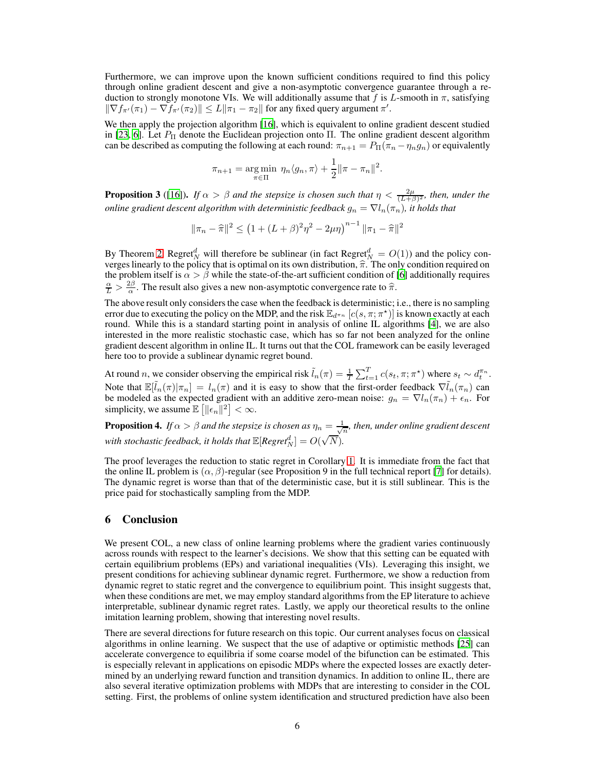Furthermore, we can improve upon the known sufficient conditions required to find this policy through online gradient descent and give a non-asymptotic convergence guarantee through a reduction to strongly monotone VIs. We will additionally assume that $f$ is $L$-smooth in $\pi$, satisfying $\|\nabla f_{\pi'}(\pi_1) - \nabla f_{\pi'}(\pi_2)\| \leq L\|\pi_1 - \pi_2\|$ for any fixed query argument $\pi'$.

We then apply the projection algorithm [16], which is equivalent to online gradient descent studied in [23, 6]. Let $P_\Pi$ denote the Euclidean projection onto $\Pi$. The online gradient descent algorithm can be described as computing the following at each round: $\pi_{n+1} = P_\Pi(\pi_n - \eta_n g_n)$ or equivalently

$$\pi_{n+1} = \arg\min_{\pi \in \Pi} \ \eta_n \langle g_n, \pi \rangle + \frac{1}{2}\|\pi - \pi_n\|^2.$$

**Proposition 3** ([16])**.** *If $\alpha > \beta$ and the stepsize is chosen such that $\eta < \frac{2\mu}{(L+\beta)^2}$, then, under the online gradient descent algorithm with deterministic feedback $g_n = \nabla l_n(\pi_n)$, it holds that*

$$\|\pi_n - \widehat{\pi}\|^2 \leq \left(1 + (L+\beta)^2\eta^2 - 2\mu\eta\right)^{n-1} \|\pi_1 - \widehat{\pi}\|^2$$

By Theorem 2, $\text{Regret}_N^d$ will therefore be sublinear (in fact $\text{Regret}_N^d = O(1)$) and the policy converges linearly to the policy that is optimal on its own distribution, $\widehat{\pi}$. The only condition required on the problem itself is $\alpha > \beta$ while the state-of-the-art sufficient condition of [6] additionally requires $\frac{\alpha}{L} > \frac{2\beta}{\alpha}$. The result also gives a new non-asymptotic convergence rate to $\widehat{\pi}$.

The above result only considers the case when the feedback is deterministic; i.e., there is no sampling error due to executing the policy on the MDP, and the risk $\mathbb{E}_{d^{\pi_n}}\left[c(s, \pi; \pi^\star)\right]$ is known exactly at each round. While this is a standard starting point in analysis of online IL algorithms [4], we are also interested in the more realistic stochastic case, which has so far not been analyzed for the online gradient descent algorithm in online IL. It turns out that the COL framework can be easily leveraged here too to provide a sublinear dynamic regret bound.

At round $n$, we consider observing the empirical risk $\tilde{l}_n(\pi) = \frac{1}{T}\sum_{t=1}^{T} c(s_t, \pi; \pi^\star)$ where $s_t \sim d_t^{\pi_n}$. Note that $\mathbb{E}[\tilde{l}_n(\pi)|\pi_n] = l_n(\pi)$ and it is easy to show that the first-order feedback $\nabla\tilde{l}_n(\pi_n)$ can be modeled as the expected gradient with an additive zero-mean noise: $g_n = \nabla l_n(\pi_n) + \epsilon_n$. For simplicity, we assume $\mathbb{E}\left[\|\epsilon_n\|^2\right] < \infty$.

**Proposition 4.** *If $\alpha > \beta$ and the stepsize is chosen as $\eta_n = \frac{1}{\sqrt{n}}$, then, under online gradient descent with stochastic feedback, it holds that $\mathbb{E}[\text{Regret}_N^d] = O(\sqrt{N})$.*

The proof leverages the reduction to static regret in Corollary 1. It is immediate from the fact that the online IL problem is $(\alpha, \beta)$-regular (see Proposition 9 in the full technical report [7] for details). The dynamic regret is worse than that of the deterministic case, but it is still sublinear. This is the price paid for stochastically sampling from the MDP.

## 6 Conclusion

We present COL, a new class of online learning problems where the gradient varies continuously across rounds with respect to the learner's decisions. We show that this setting can be equated with certain equilibrium problems (EPs) and variational inequalities (VIs). Leveraging this insight, we present conditions for achieving sublinear dynamic regret. Furthermore, we show a reduction from dynamic regret to static regret and the convergence to equilibrium point. This insight suggests that, when these conditions are met, we may employ standard algorithms from the EP literature to achieve interpretable, sublinear dynamic regret rates. Lastly, we apply our theoretical results to the online imitation learning problem, showing that interesting novel results.

There are several directions for future research on this topic. Our current analyses focus on classical algorithms in online learning. We suspect that the use of adaptive or optimistic methods [25] can accelerate convergence to equilibria if some coarse model of the bifunction can be estimated. This is especially relevant in applications on episodic MDPs where the expected losses are exactly determined by an underlying reward function and transition dynamics. In addition to online IL, there are also several iterative optimization problems with MDPs that are interesting to consider in the COL setting. First, the problems of online system identification and structured prediction have also been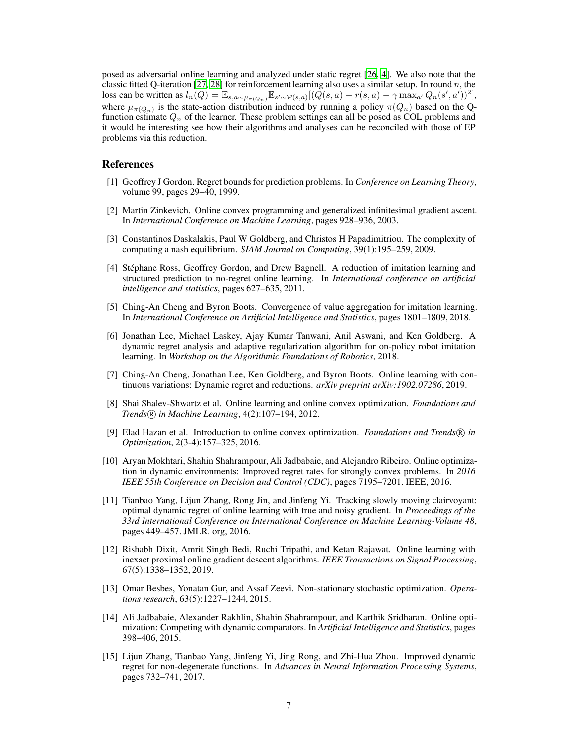posed as adversarial online learning and analyzed under static regret [26, 4]. We also note that the classic fitted Q-iteration [27, 28] for reinforcement learning also uses a similar setup. In round $n$, the loss can be written as $l_n(Q) = \mathbb{E}_{s,a\sim\mu_{\pi(Q_n)}}\mathbb{E}_{s'\sim\mathcal{P}(s,a)}[(Q(s,a) - r(s,a) - \gamma \max_{a'} Q_n(s',a'))^2]$, where $\mu_{\pi(Q_n)}$ is the state-action distribution induced by running a policy $\pi(Q_n)$ based on the Q-function estimate $Q_n$ of the learner. These problem settings can all be posed as COL problems and it would be interesting see how their algorithms and analyses can be reconciled with those of EP problems via this reduction.

## References

[1] Geoffrey J Gordon. Regret bounds for prediction problems. In *Conference on Learning Theory*, volume 99, pages 29–40, 1999.

[2] Martin Zinkevich. Online convex programming and generalized infinitesimal gradient ascent. In *International Conference on Machine Learning*, pages 928–936, 2003.

[3] Constantinos Daskalakis, Paul W Goldberg, and Christos H Papadimitriou. The complexity of computing a nash equilibrium. *SIAM Journal on Computing*, 39(1):195–259, 2009.

[4] Stéphane Ross, Geoffrey Gordon, and Drew Bagnell. A reduction of imitation learning and structured prediction to no-regret online learning. In *International conference on artificial intelligence and statistics*, pages 627–635, 2011.

[5] Ching-An Cheng and Byron Boots. Convergence of value aggregation for imitation learning. In *International Conference on Artificial Intelligence and Statistics*, pages 1801–1809, 2018.

[6] Jonathan Lee, Michael Laskey, Ajay Kumar Tanwani, Anil Aswani, and Ken Goldberg. A dynamic regret analysis and adaptive regularization algorithm for on-policy robot imitation learning. In *Workshop on the Algorithmic Foundations of Robotics*, 2018.

[7] Ching-An Cheng, Jonathan Lee, Ken Goldberg, and Byron Boots. Online learning with continuous variations: Dynamic regret and reductions. *arXiv preprint arXiv:1902.07286*, 2019.

[8] Shai Shalev-Shwartz et al. Online learning and online convex optimization. *Foundations and Trends® in Machine Learning*, 4(2):107–194, 2012.

[9] Elad Hazan et al. Introduction to online convex optimization. *Foundations and Trends® in Optimization*, 2(3-4):157–325, 2016.

[10] Aryan Mokhtari, Shahin Shahrampour, Ali Jadbabaie, and Alejandro Ribeiro. Online optimization in dynamic environments: Improved regret rates for strongly convex problems. In *2016 IEEE 55th Conference on Decision and Control (CDC)*, pages 7195–7201. IEEE, 2016.

[11] Tianbao Yang, Lijun Zhang, Rong Jin, and Jinfeng Yi. Tracking slowly moving clairvoyant: optimal dynamic regret of online learning with true and noisy gradient. In *Proceedings of the 33rd International Conference on International Conference on Machine Learning-Volume 48*, pages 449–457. JMLR. org, 2016.

[12] Rishabh Dixit, Amrit Singh Bedi, Ruchi Tripathi, and Ketan Rajawat. Online learning with inexact proximal online gradient descent algorithms. *IEEE Transactions on Signal Processing*, 67(5):1338–1352, 2019.

[13] Omar Besbes, Yonatan Gur, and Assaf Zeevi. Non-stationary stochastic optimization. *Operations research*, 63(5):1227–1244, 2015.

[14] Ali Jadbabaie, Alexander Rakhlin, Shahin Shahrampour, and Karthik Sridharan. Online optimization: Competing with dynamic comparators. In *Artificial Intelligence and Statistics*, pages 398–406, 2015.

[15] Lijun Zhang, Tianbao Yang, Jinfeng Yi, Jing Rong, and Zhi-Hua Zhou. Improved dynamic regret for non-degenerate functions. In *Advances in Neural Information Processing Systems*, pages 732–741, 2017.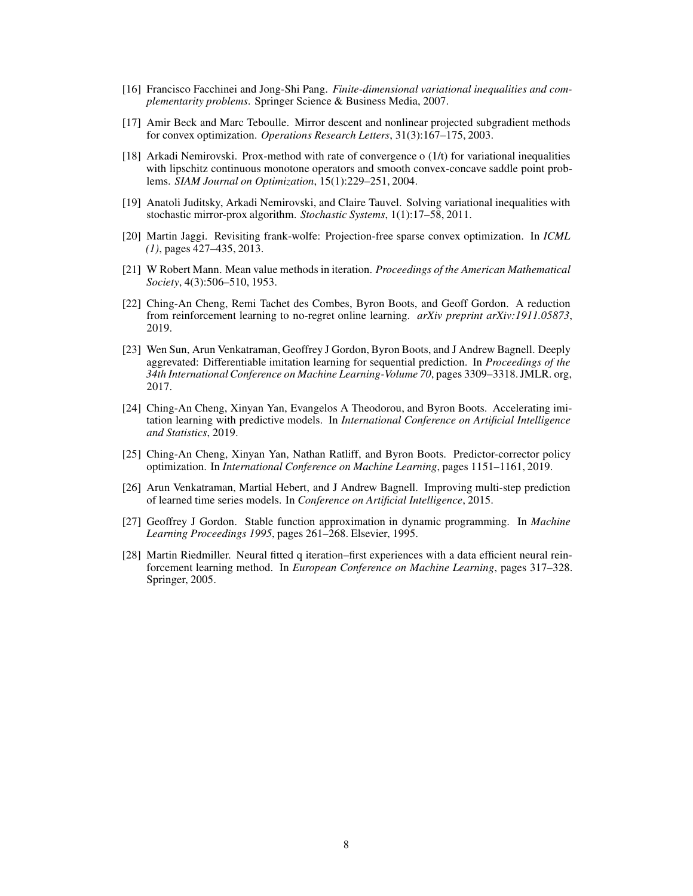[16] Francisco Facchinei and Jong-Shi Pang. *Finite-dimensional variational inequalities and complementarity problems*. Springer Science & Business Media, 2007.

[17] Amir Beck and Marc Teboulle. Mirror descent and nonlinear projected subgradient methods for convex optimization. *Operations Research Letters*, 31(3):167–175, 2003.

[18] Arkadi Nemirovski. Prox-method with rate of convergence o (1/t) for variational inequalities with lipschitz continuous monotone operators and smooth convex-concave saddle point problems. *SIAM Journal on Optimization*, 15(1):229–251, 2004.

[19] Anatoli Juditsky, Arkadi Nemirovski, and Claire Tauvel. Solving variational inequalities with stochastic mirror-prox algorithm. *Stochastic Systems*, 1(1):17–58, 2011.

[20] Martin Jaggi. Revisiting frank-wolfe: Projection-free sparse convex optimization. In *ICML (1)*, pages 427–435, 2013.

[21] W Robert Mann. Mean value methods in iteration. *Proceedings of the American Mathematical Society*, 4(3):506–510, 1953.

[22] Ching-An Cheng, Remi Tachet des Combes, Byron Boots, and Geoff Gordon. A reduction from reinforcement learning to no-regret online learning. *arXiv preprint arXiv:1911.05873*, 2019.

[23] Wen Sun, Arun Venkatraman, Geoffrey J Gordon, Byron Boots, and J Andrew Bagnell. Deeply aggrevated: Differentiable imitation learning for sequential prediction. In *Proceedings of the 34th International Conference on Machine Learning-Volume 70*, pages 3309–3318. JMLR. org, 2017.

[24] Ching-An Cheng, Xinyan Yan, Evangelos A Theodorou, and Byron Boots. Accelerating imitation learning with predictive models. In *International Conference on Artificial Intelligence and Statistics*, 2019.

[25] Ching-An Cheng, Xinyan Yan, Nathan Ratliff, and Byron Boots. Predictor-corrector policy optimization. In *International Conference on Machine Learning*, pages 1151–1161, 2019.

[26] Arun Venkatraman, Martial Hebert, and J Andrew Bagnell. Improving multi-step prediction of learned time series models. In *Conference on Artificial Intelligence*, 2015.

[27] Geoffrey J Gordon. Stable function approximation in dynamic programming. In *Machine Learning Proceedings 1995*, pages 261–268. Elsevier, 1995.

[28] Martin Riedmiller. Neural fitted q iteration–first experiences with a data efficient neural reinforcement learning method. In *European Conference on Machine Learning*, pages 317–328. Springer, 2005.